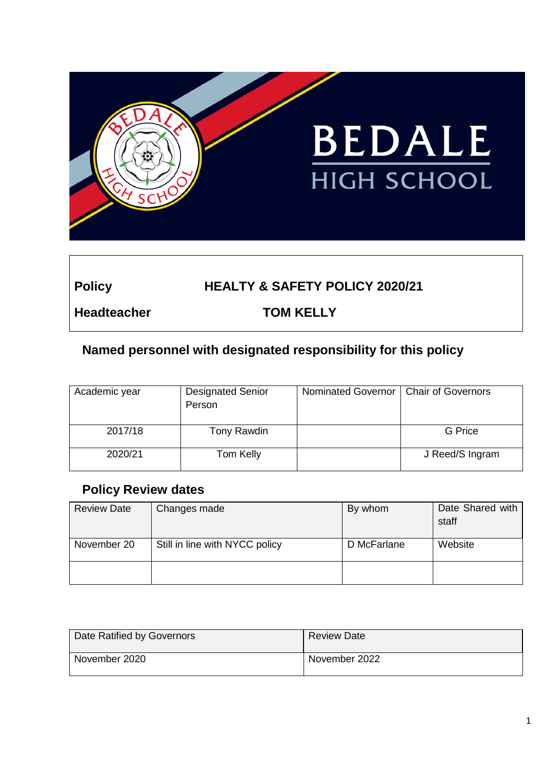| | |
|---|---|
| **Policy** | **HEALTY & SAFETY POLICY 2020/21** |
| **Headteacher** | **TOM KELLY** |

## Named personnel with designated responsibility for this policy

| Academic year | Designated Senior Person | Nominated Governor | Chair of Governors |
|---|---|---|---|
| 2017/18 | Tony Rawdin | | G Price |
| 2020/21 | Tom Kelly | | J Reed/S Ingram |

## Policy Review dates

| Review Date | Changes made | By whom | Date Shared with staff |
|---|---|---|---|
| November 20 | Still in line with NYCC policy | D McFarlane | Website |
| | | | |

| Date Ratified by Governors | Review Date |
|---|---|
| November 2020 | November 2022 |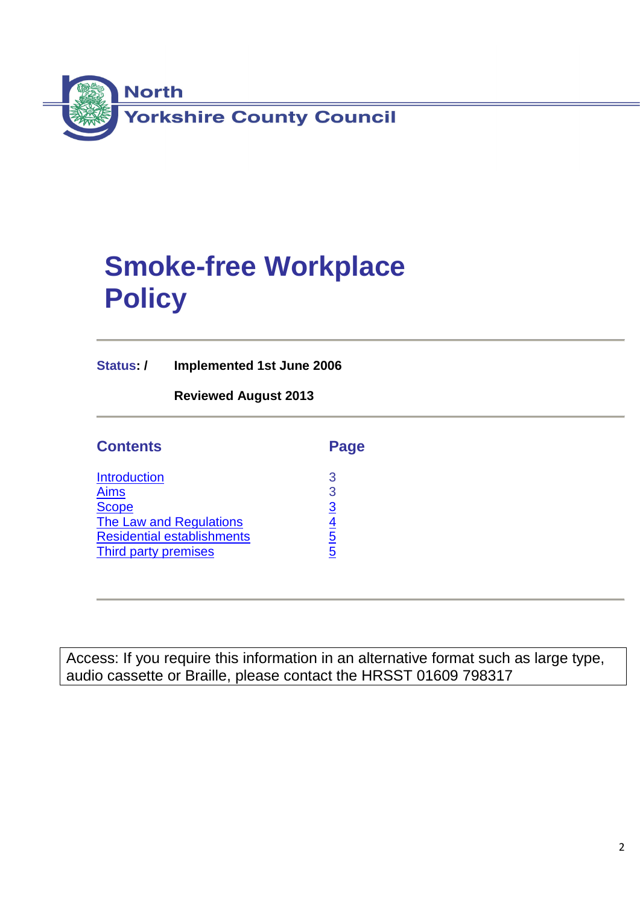North
Yorkshire County Council

# Smoke-free Workplace Policy

**Status: /** **Implemented 1st June 2006**

**Reviewed August 2013**

| **Contents** | **Page** |
|---|---|
| Introduction | 3 |
| Aims | 3 |
| Scope | 3 |
| The Law and Regulations | 4 |
| Residential establishments | 5 |
| Third party premises | 5 |

Access: If you require this information in an alternative format such as large type, audio cassette or Braille, please contact the HRSST 01609 798317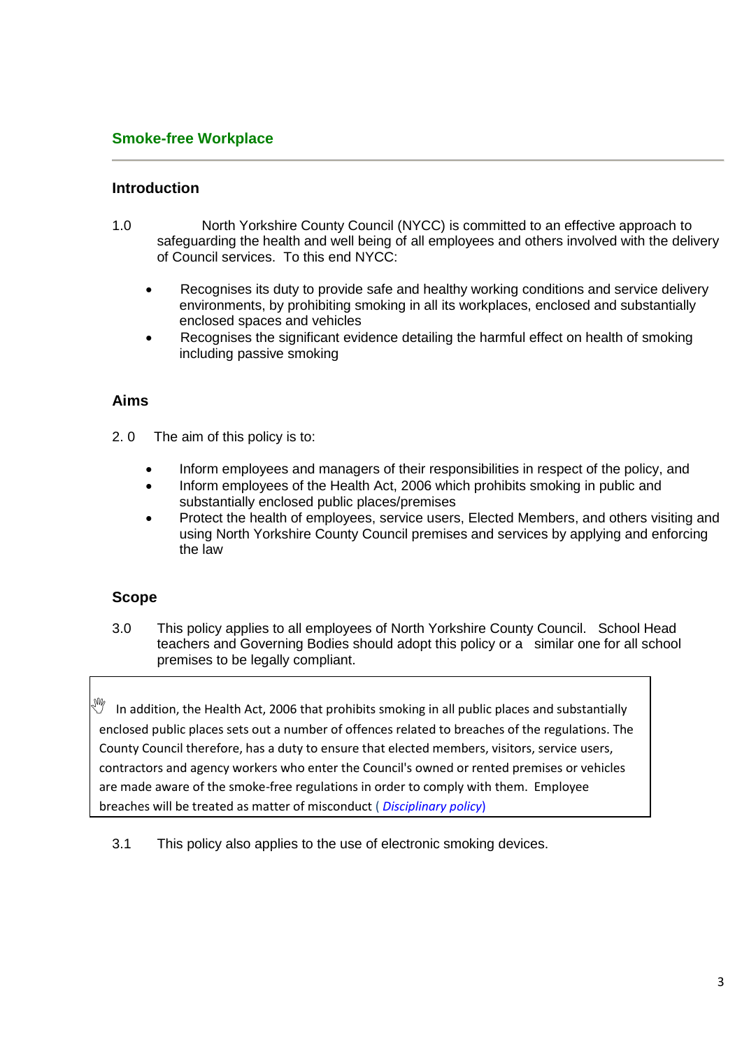## Smoke-free Workplace

### Introduction

1.0 North Yorkshire County Council (NYCC) is committed to an effective approach to safeguarding the health and well being of all employees and others involved with the delivery of Council services. To this end NYCC:

- Recognises its duty to provide safe and healthy working conditions and service delivery environments, by prohibiting smoking in all its workplaces, enclosed and substantially enclosed spaces and vehicles
- Recognises the significant evidence detailing the harmful effect on health of smoking including passive smoking

### Aims

2.0 The aim of this policy is to:

- Inform employees and managers of their responsibilities in respect of the policy, and
- Inform employees of the Health Act, 2006 which prohibits smoking in public and substantially enclosed public places/premises
- Protect the health of employees, service users, Elected Members, and others visiting and using North Yorkshire County Council premises and services by applying and enforcing the law

### Scope

3.0 This policy applies to all employees of North Yorkshire County Council. School Head teachers and Governing Bodies should adopt this policy or a similar one for all school premises to be legally compliant.

> In addition, the Health Act, 2006 that prohibits smoking in all public places and substantially enclosed public places sets out a number of offences related to breaches of the regulations. The County Council therefore, has a duty to ensure that elected members, visitors, service users, contractors and agency workers who enter the Council's owned or rented premises or vehicles are made aware of the smoke-free regulations in order to comply with them. Employee breaches will be treated as matter of misconduct ( *Disciplinary policy*)

3.1 This policy also applies to the use of electronic smoking devices.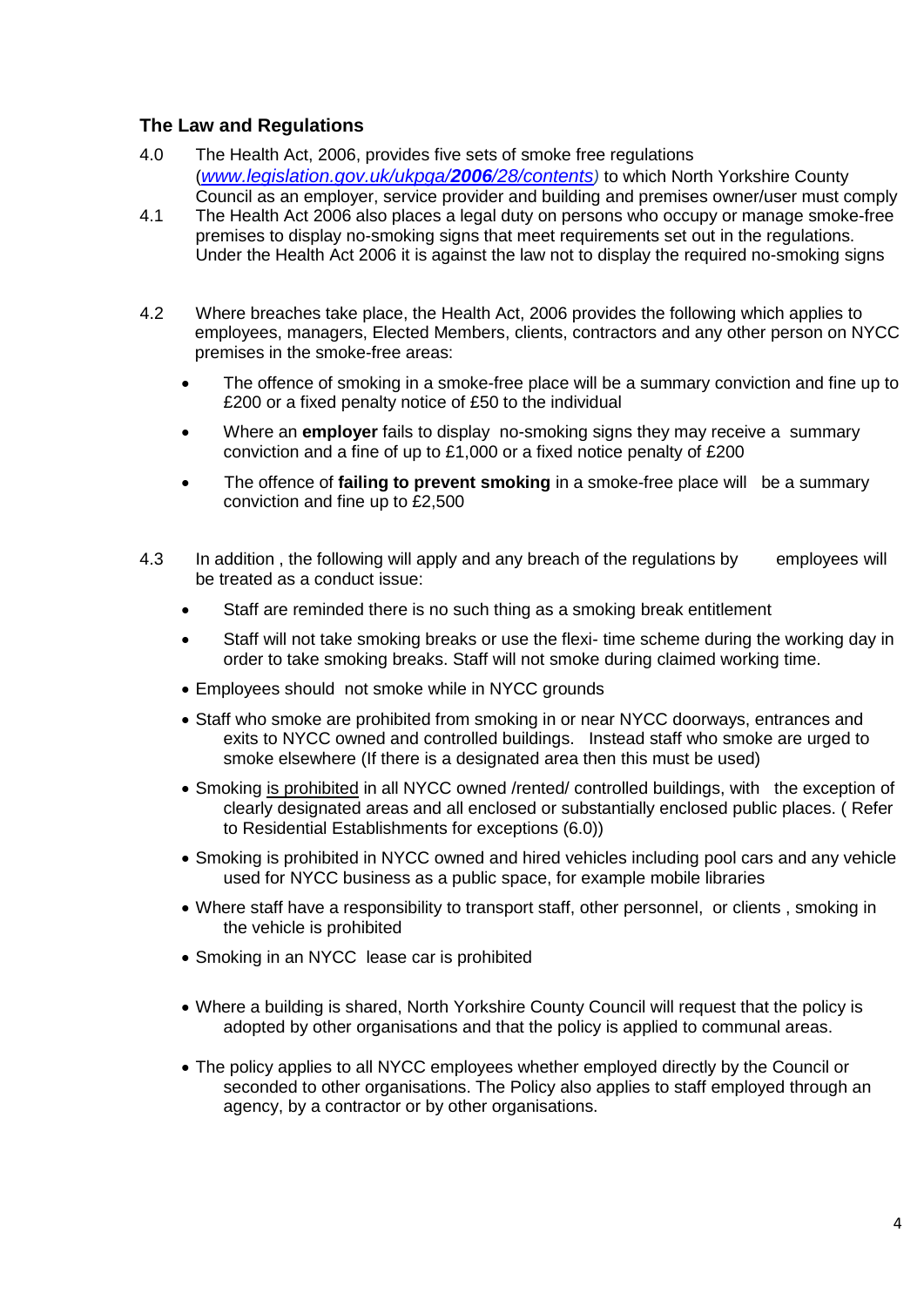## The Law and Regulations

4.0 The Health Act, 2006, provides five sets of smoke free regulations (*[www.legislation.gov.uk/ukpga/**2006**/28/contents](http://www.legislation.gov.uk/ukpga/2006/28/contents)*) to which North Yorkshire County Council as an employer, service provider and building and premises owner/user must comply

4.1 The Health Act 2006 also places a legal duty on persons who occupy or manage smoke-free premises to display no-smoking signs that meet requirements set out in the regulations. Under the Health Act 2006 it is against the law not to display the required no-smoking signs

4.2 Where breaches take place, the Health Act, 2006 provides the following which applies to employees, managers, Elected Members, clients, contractors and any other person on NYCC premises in the smoke-free areas:

- The offence of smoking in a smoke-free place will be a summary conviction and fine up to £200 or a fixed penalty notice of £50 to the individual
- Where an **employer** fails to display no-smoking signs they may receive a summary conviction and a fine of up to £1,000 or a fixed notice penalty of £200
- The offence of **failing to prevent smoking** in a smoke-free place will be a summary conviction and fine up to £2,500

4.3 In addition , the following will apply and any breach of the regulations by employees will be treated as a conduct issue:

- Staff are reminded there is no such thing as a smoking break entitlement
- Staff will not take smoking breaks or use the flexi- time scheme during the working day in order to take smoking breaks. Staff will not smoke during claimed working time.
- Employees should not smoke while in NYCC grounds
- Staff who smoke are prohibited from smoking in or near NYCC doorways, entrances and exits to NYCC owned and controlled buildings. Instead staff who smoke are urged to smoke elsewhere (If there is a designated area then this must be used)
- Smoking <u>is prohibited</u> in all NYCC owned /rented/ controlled buildings, with the exception of clearly designated areas and all enclosed or substantially enclosed public places. ( Refer to Residential Establishments for exceptions (6.0))
- Smoking is prohibited in NYCC owned and hired vehicles including pool cars and any vehicle used for NYCC business as a public space, for example mobile libraries
- Where staff have a responsibility to transport staff, other personnel, or clients , smoking in the vehicle is prohibited
- Smoking in an NYCC lease car is prohibited
- Where a building is shared, North Yorkshire County Council will request that the policy is adopted by other organisations and that the policy is applied to communal areas.
- The policy applies to all NYCC employees whether employed directly by the Council or seconded to other organisations. The Policy also applies to staff employed through an agency, by a contractor or by other organisations.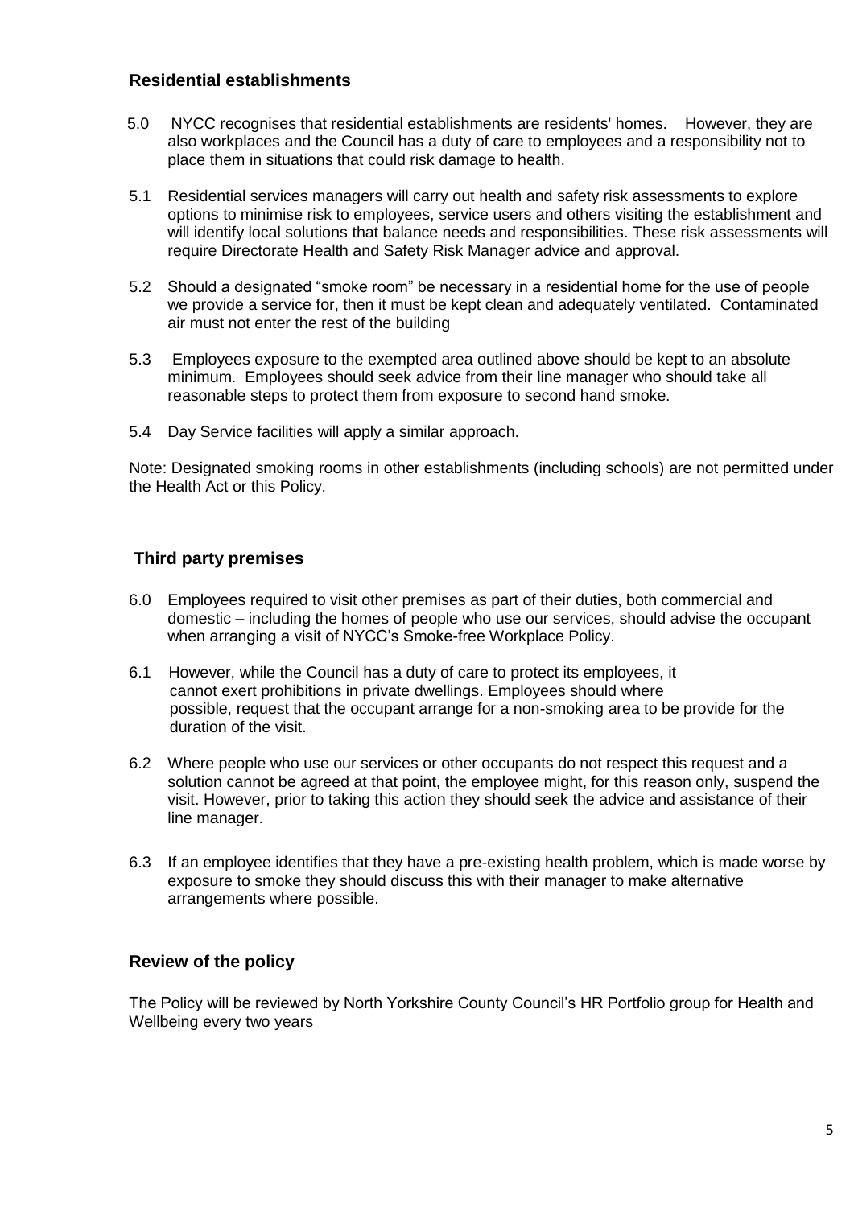## Residential establishments

5.0 NYCC recognises that residential establishments are residents' homes. However, they are also workplaces and the Council has a duty of care to employees and a responsibility not to place them in situations that could risk damage to health.

5.1 Residential services managers will carry out health and safety risk assessments to explore options to minimise risk to employees, service users and others visiting the establishment and will identify local solutions that balance needs and responsibilities. These risk assessments will require Directorate Health and Safety Risk Manager advice and approval.

5.2 Should a designated "smoke room" be necessary in a residential home for the use of people we provide a service for, then it must be kept clean and adequately ventilated. Contaminated air must not enter the rest of the building

5.3 Employees exposure to the exempted area outlined above should be kept to an absolute minimum. Employees should seek advice from their line manager who should take all reasonable steps to protect them from exposure to second hand smoke.

5.4 Day Service facilities will apply a similar approach.

Note: Designated smoking rooms in other establishments (including schools) are not permitted under the Health Act or this Policy.

## Third party premises

6.0 Employees required to visit other premises as part of their duties, both commercial and domestic – including the homes of people who use our services, should advise the occupant when arranging a visit of NYCC's Smoke-free Workplace Policy.

6.1 However, while the Council has a duty of care to protect its employees, it cannot exert prohibitions in private dwellings. Employees should where possible, request that the occupant arrange for a non-smoking area to be provide for the duration of the visit.

6.2 Where people who use our services or other occupants do not respect this request and a solution cannot be agreed at that point, the employee might, for this reason only, suspend the visit. However, prior to taking this action they should seek the advice and assistance of their line manager.

6.3 If an employee identifies that they have a pre-existing health problem, which is made worse by exposure to smoke they should discuss this with their manager to make alternative arrangements where possible.

## Review of the policy

The Policy will be reviewed by North Yorkshire County Council's HR Portfolio group for Health and Wellbeing every two years